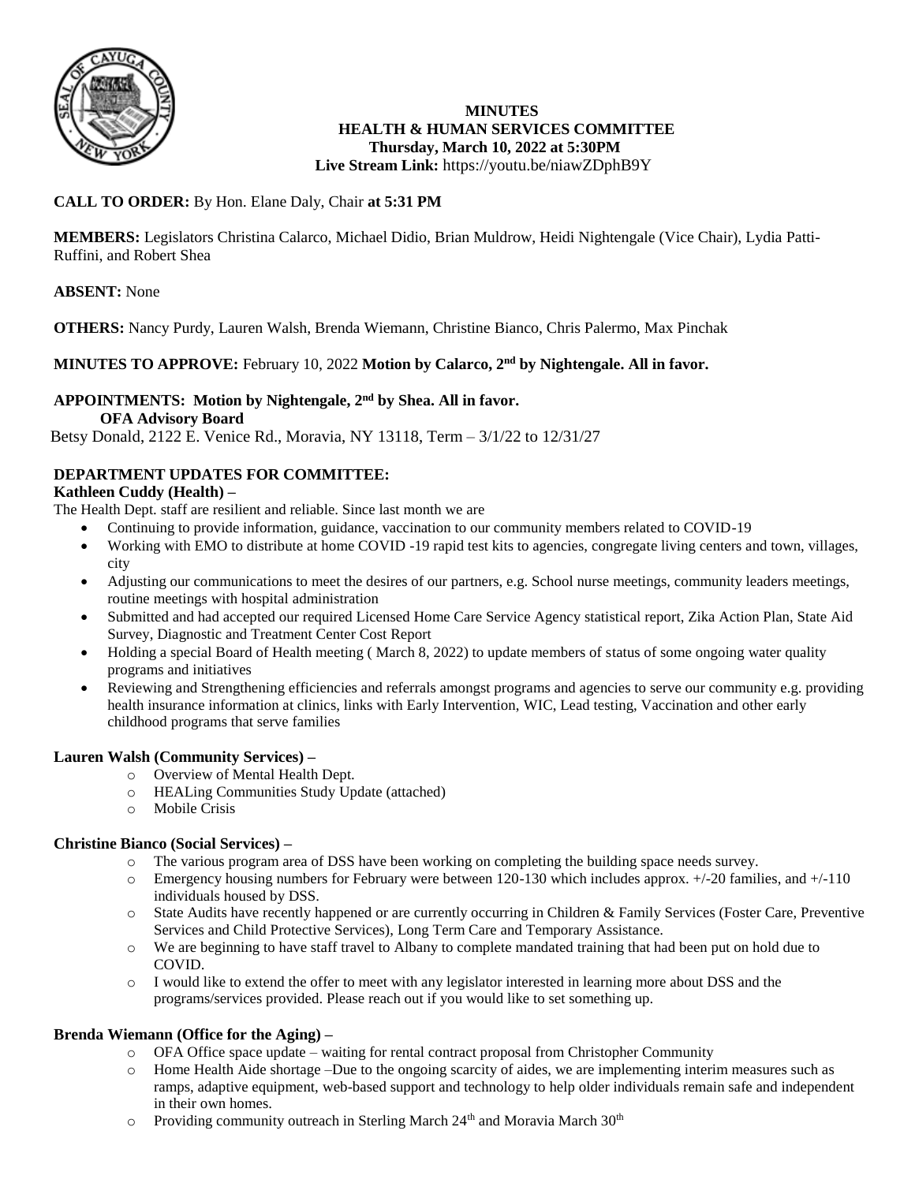# MINUTES
## HEALTH & HUMAN SERVICES COMMITTEE
### Thursday, March 10, 2022 at 5:30PM
**Live Stream Link:** https://youtu.be/niawZDphB9Y

**CALL TO ORDER:** By Hon. Elane Daly, Chair **at 5:31 PM**

**MEMBERS:** Legislators Christina Calarco, Michael Didio, Brian Muldrow, Heidi Nightengale (Vice Chair), Lydia Patti-Ruffini, and Robert Shea

**ABSENT:** None

**OTHERS:** Nancy Purdy, Lauren Walsh, Brenda Wiemann, Christine Bianco, Chris Palermo, Max Pinchak

**MINUTES TO APPROVE:** February 10, 2022 **Motion by Calarco, 2nd by Nightengale. All in favor.**

**APPOINTMENTS: Motion by Nightengale, 2nd by Shea. All in favor.**

**OFA Advisory Board**

Betsy Donald, 2122 E. Venice Rd., Moravia, NY 13118, Term – 3/1/22 to 12/31/27

**DEPARTMENT UPDATES FOR COMMITTEE:**

**Kathleen Cuddy (Health) –**

The Health Dept. staff are resilient and reliable. Since last month we are

- Continuing to provide information, guidance, vaccination to our community members related to COVID-19
- Working with EMO to distribute at home COVID -19 rapid test kits to agencies, congregate living centers and town, villages, city
- Adjusting our communications to meet the desires of our partners, e.g. School nurse meetings, community leaders meetings, routine meetings with hospital administration
- Submitted and had accepted our required Licensed Home Care Service Agency statistical report, Zika Action Plan, State Aid Survey, Diagnostic and Treatment Center Cost Report
- Holding a special Board of Health meeting ( March 8, 2022) to update members of status of some ongoing water quality programs and initiatives
- Reviewing and Strengthening efficiencies and referrals amongst programs and agencies to serve our community e.g. providing health insurance information at clinics, links with Early Intervention, WIC, Lead testing, Vaccination and other early childhood programs that serve families

**Lauren Walsh (Community Services) –**

- Overview of Mental Health Dept.
- HEALing Communities Study Update (attached)
- Mobile Crisis

**Christine Bianco (Social Services) –**

- The various program area of DSS have been working on completing the building space needs survey.
- Emergency housing numbers for February were between 120-130 which includes approx. +/-20 families, and +/-110 individuals housed by DSS.
- State Audits have recently happened or are currently occurring in Children & Family Services (Foster Care, Preventive Services and Child Protective Services), Long Term Care and Temporary Assistance.
- We are beginning to have staff travel to Albany to complete mandated training that had been put on hold due to COVID.
- I would like to extend the offer to meet with any legislator interested in learning more about DSS and the programs/services provided. Please reach out if you would like to set something up.

**Brenda Wiemann (Office for the Aging) –**

- OFA Office space update – waiting for rental contract proposal from Christopher Community
- Home Health Aide shortage –Due to the ongoing scarcity of aides, we are implementing interim measures such as ramps, adaptive equipment, web-based support and technology to help older individuals remain safe and independent in their own homes.
- Providing community outreach in Sterling March 24th and Moravia March 30th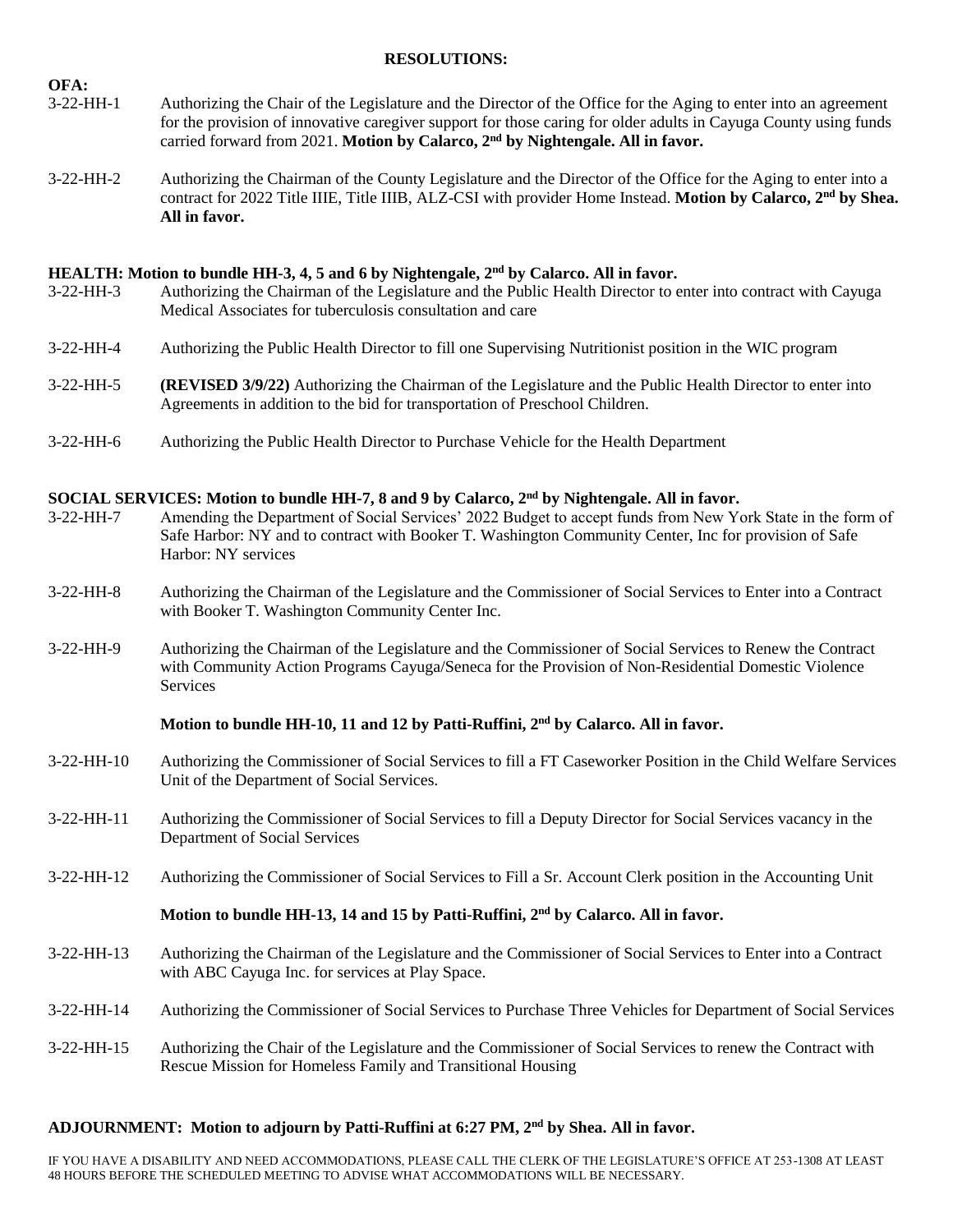**RESOLUTIONS:**

**OFA:**

3-22-HH-1 Authorizing the Chair of the Legislature and the Director of the Office for the Aging to enter into an agreement for the provision of innovative caregiver support for those caring for older adults in Cayuga County using funds carried forward from 2021. **Motion by Calarco, 2nd by Nightengale. All in favor.**

3-22-HH-2 Authorizing the Chairman of the County Legislature and the Director of the Office for the Aging to enter into a contract for 2022 Title IIIE, Title IIIB, ALZ-CSI with provider Home Instead. **Motion by Calarco, 2nd by Shea. All in favor.**

**HEALTH: Motion to bundle HH-3, 4, 5 and 6 by Nightengale, 2nd by Calarco. All in favor.**

3-22-HH-3 Authorizing the Chairman of the Legislature and the Public Health Director to enter into contract with Cayuga Medical Associates for tuberculosis consultation and care

3-22-HH-4 Authorizing the Public Health Director to fill one Supervising Nutritionist position in the WIC program

3-22-HH-5 **(REVISED 3/9/22)** Authorizing the Chairman of the Legislature and the Public Health Director to enter into Agreements in addition to the bid for transportation of Preschool Children.

3-22-HH-6 Authorizing the Public Health Director to Purchase Vehicle for the Health Department

**SOCIAL SERVICES: Motion to bundle HH-7, 8 and 9 by Calarco, 2nd by Nightengale. All in favor.**

3-22-HH-7 Amending the Department of Social Services' 2022 Budget to accept funds from New York State in the form of Safe Harbor: NY and to contract with Booker T. Washington Community Center, Inc for provision of Safe Harbor: NY services

3-22-HH-8 Authorizing the Chairman of the Legislature and the Commissioner of Social Services to Enter into a Contract with Booker T. Washington Community Center Inc.

3-22-HH-9 Authorizing the Chairman of the Legislature and the Commissioner of Social Services to Renew the Contract with Community Action Programs Cayuga/Seneca for the Provision of Non-Residential Domestic Violence Services

**Motion to bundle HH-10, 11 and 12 by Patti-Ruffini, 2nd by Calarco. All in favor.**

3-22-HH-10 Authorizing the Commissioner of Social Services to fill a FT Caseworker Position in the Child Welfare Services Unit of the Department of Social Services.

3-22-HH-11 Authorizing the Commissioner of Social Services to fill a Deputy Director for Social Services vacancy in the Department of Social Services

3-22-HH-12 Authorizing the Commissioner of Social Services to Fill a Sr. Account Clerk position in the Accounting Unit

**Motion to bundle HH-13, 14 and 15 by Patti-Ruffini, 2nd by Calarco. All in favor.**

3-22-HH-13 Authorizing the Chairman of the Legislature and the Commissioner of Social Services to Enter into a Contract with ABC Cayuga Inc. for services at Play Space.

3-22-HH-14 Authorizing the Commissioner of Social Services to Purchase Three Vehicles for Department of Social Services

3-22-HH-15 Authorizing the Chair of the Legislature and the Commissioner of Social Services to renew the Contract with Rescue Mission for Homeless Family and Transitional Housing

**ADJOURNMENT: Motion to adjourn by Patti-Ruffini at 6:27 PM, 2nd by Shea. All in favor.**

IF YOU HAVE A DISABILITY AND NEED ACCOMMODATIONS, PLEASE CALL THE CLERK OF THE LEGISLATURE'S OFFICE AT 253-1308 AT LEAST 48 HOURS BEFORE THE SCHEDULED MEETING TO ADVISE WHAT ACCOMMODATIONS WILL BE NECESSARY.